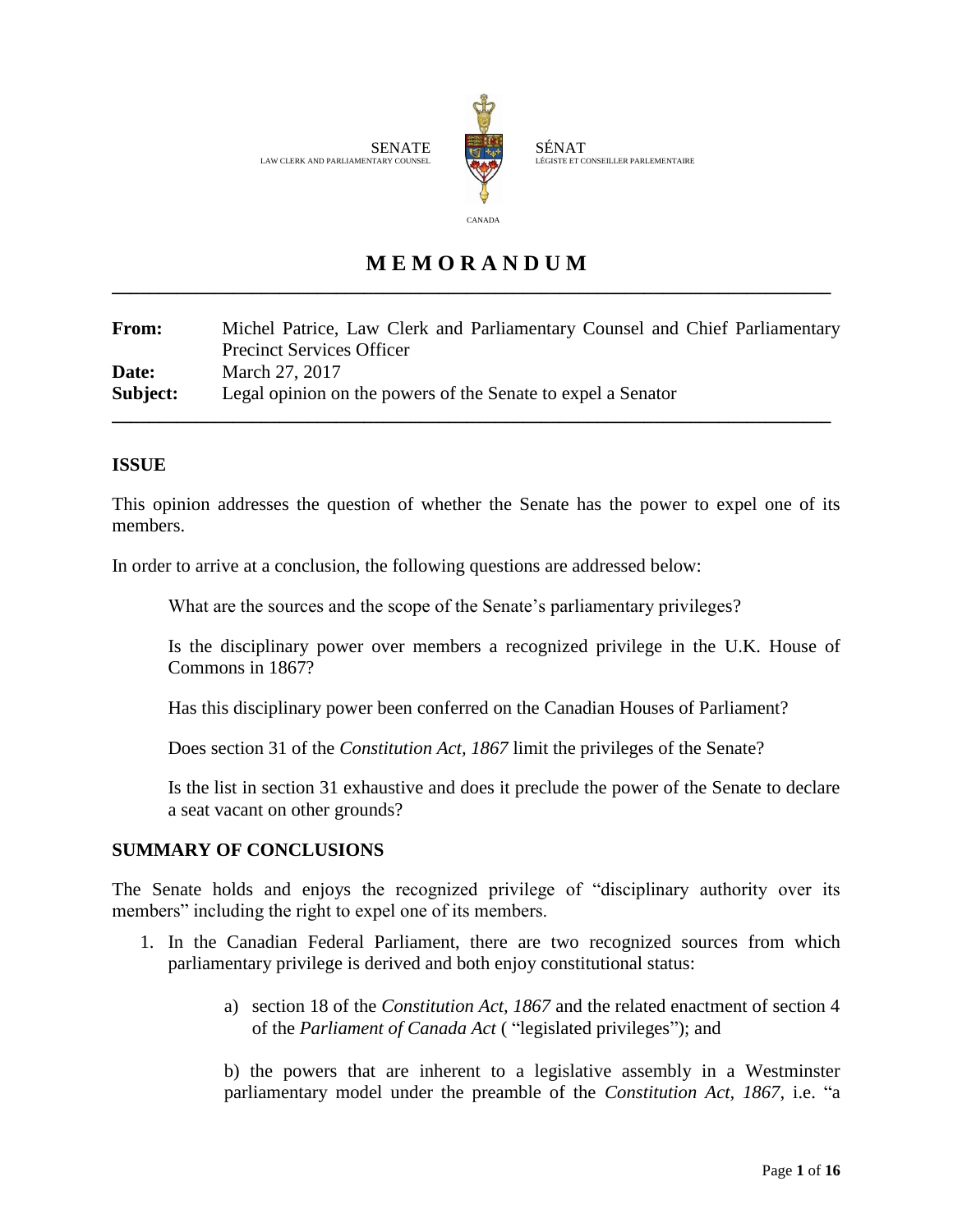SENATE
LAW CLERK AND PARLIAMENTARY COUNSEL

SÉNAT
LÉGISTE ET CONSEILLER PARLEMENTAIRE

CANADA

# MEMORANDUM

**From:** Michel Patrice, Law Clerk and Parliamentary Counsel and Chief Parliamentary Precinct Services Officer
**Date:** March 27, 2017
**Subject:** Legal opinion on the powers of the Senate to expel a Senator

## ISSUE

This opinion addresses the question of whether the Senate has the power to expel one of its members.

In order to arrive at a conclusion, the following questions are addressed below:

> What are the sources and the scope of the Senate's parliamentary privileges?
>
> Is the disciplinary power over members a recognized privilege in the U.K. House of Commons in 1867?
>
> Has this disciplinary power been conferred on the Canadian Houses of Parliament?
>
> Does section 31 of the *Constitution Act, 1867* limit the privileges of the Senate?
>
> Is the list in section 31 exhaustive and does it preclude the power of the Senate to declare a seat vacant on other grounds?

## SUMMARY OF CONCLUSIONS

The Senate holds and enjoys the recognized privilege of "disciplinary authority over its members" including the right to expel one of its members.

1. In the Canadian Federal Parliament, there are two recognized sources from which parliamentary privilege is derived and both enjoy constitutional status:

    a) section 18 of the *Constitution Act, 1867* and the related enactment of section 4 of the *Parliament of Canada Act* ( "legislated privileges"); and

    b) the powers that are inherent to a legislative assembly in a Westminster parliamentary model under the preamble of the *Constitution Act, 1867*, i.e. "a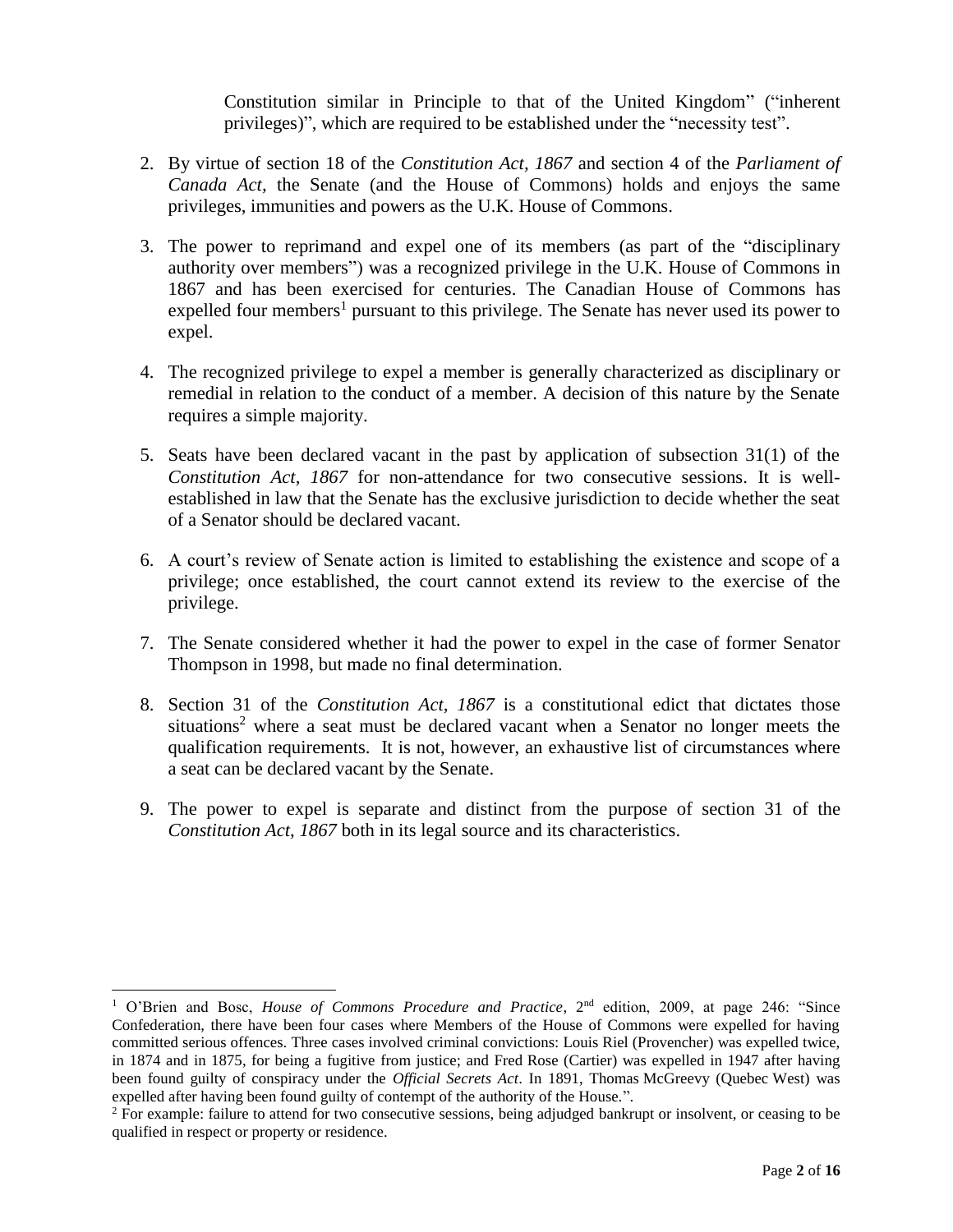Constitution similar in Principle to that of the United Kingdom" ("inherent privileges)", which are required to be established under the "necessity test".

2. By virtue of section 18 of the *Constitution Act, 1867* and section 4 of the *Parliament of Canada Act*, the Senate (and the House of Commons) holds and enjoys the same privileges, immunities and powers as the U.K. House of Commons.

3. The power to reprimand and expel one of its members (as part of the "disciplinary authority over members") was a recognized privilege in the U.K. House of Commons in 1867 and has been exercised for centuries. The Canadian House of Commons has expelled four members[1] pursuant to this privilege. The Senate has never used its power to expel.

4. The recognized privilege to expel a member is generally characterized as disciplinary or remedial in relation to the conduct of a member. A decision of this nature by the Senate requires a simple majority.

5. Seats have been declared vacant in the past by application of subsection 31(1) of the *Constitution Act, 1867* for non-attendance for two consecutive sessions. It is well-established in law that the Senate has the exclusive jurisdiction to decide whether the seat of a Senator should be declared vacant.

6. A court's review of Senate action is limited to establishing the existence and scope of a privilege; once established, the court cannot extend its review to the exercise of the privilege.

7. The Senate considered whether it had the power to expel in the case of former Senator Thompson in 1998, but made no final determination.

8. Section 31 of the *Constitution Act, 1867* is a constitutional edict that dictates those situations[2] where a seat must be declared vacant when a Senator no longer meets the qualification requirements. It is not, however, an exhaustive list of circumstances where a seat can be declared vacant by the Senate.

9. The power to expel is separate and distinct from the purpose of section 31 of the *Constitution Act, 1867* both in its legal source and its characteristics.

---

[1] O'Brien and Bosc, *House of Commons Procedure and Practice*, 2nd edition, 2009, at page 246: "Since Confederation, there have been four cases where Members of the House of Commons were expelled for having committed serious offences. Three cases involved criminal convictions: Louis Riel (Provencher) was expelled twice, in 1874 and in 1875, for being a fugitive from justice; and Fred Rose (Cartier) was expelled in 1947 after having been found guilty of conspiracy under the *Official Secrets Act*. In 1891, Thomas McGreevy (Quebec West) was expelled after having been found guilty of contempt of the authority of the House.".

[2] For example: failure to attend for two consecutive sessions, being adjudged bankrupt or insolvent, or ceasing to be qualified in respect or property or residence.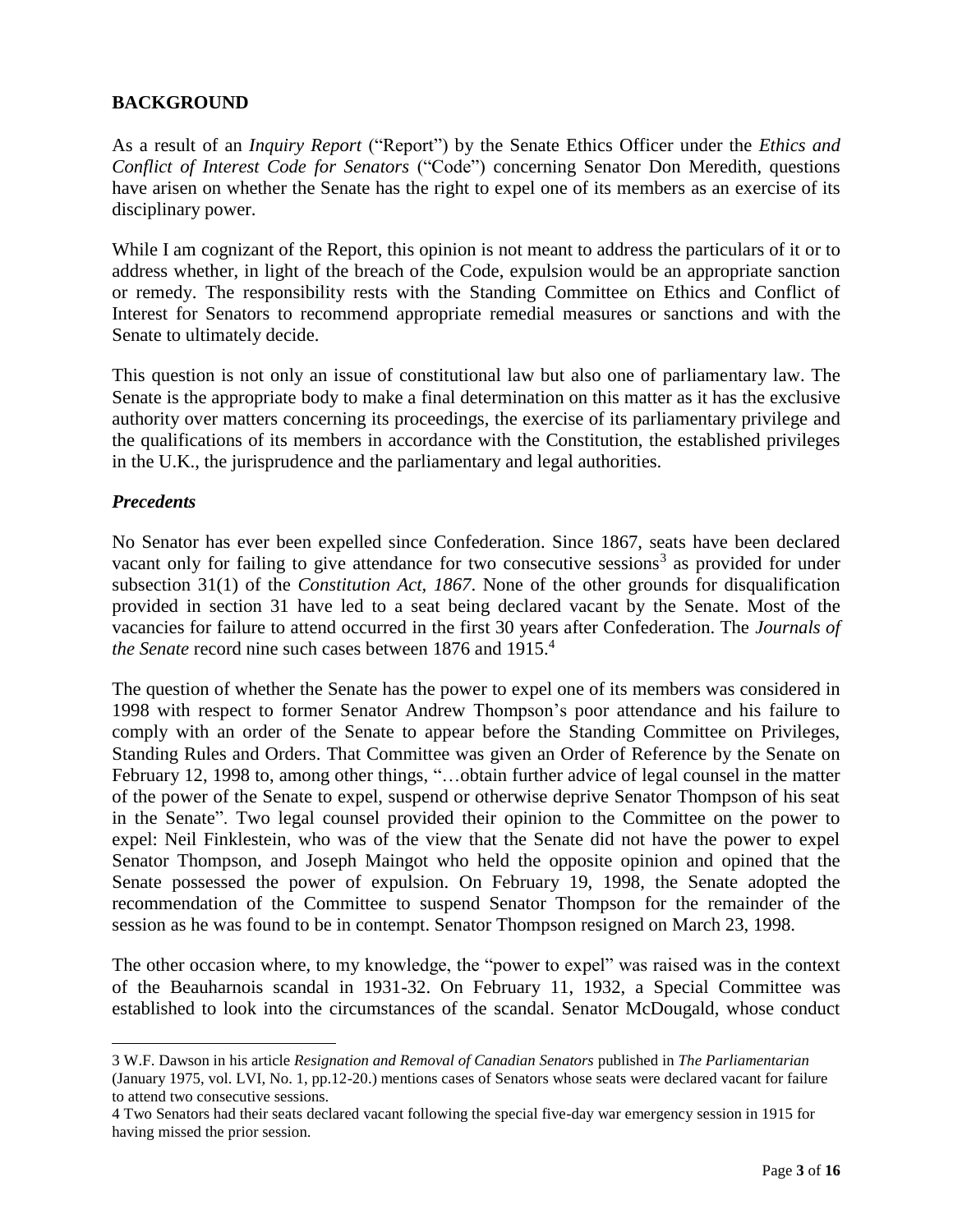## BACKGROUND

As a result of an *Inquiry Report* ("Report") by the Senate Ethics Officer under the *Ethics and Conflict of Interest Code for Senators* ("Code") concerning Senator Don Meredith, questions have arisen on whether the Senate has the right to expel one of its members as an exercise of its disciplinary power.

While I am cognizant of the Report, this opinion is not meant to address the particulars of it or to address whether, in light of the breach of the Code, expulsion would be an appropriate sanction or remedy. The responsibility rests with the Standing Committee on Ethics and Conflict of Interest for Senators to recommend appropriate remedial measures or sanctions and with the Senate to ultimately decide.

This question is not only an issue of constitutional law but also one of parliamentary law. The Senate is the appropriate body to make a final determination on this matter as it has the exclusive authority over matters concerning its proceedings, the exercise of its parliamentary privilege and the qualifications of its members in accordance with the Constitution, the established privileges in the U.K., the jurisprudence and the parliamentary and legal authorities.

### *Precedents*

No Senator has ever been expelled since Confederation. Since 1867, seats have been declared vacant only for failing to give attendance for two consecutive sessions[3] as provided for under subsection 31(1) of the *Constitution Act, 1867*. None of the other grounds for disqualification provided in section 31 have led to a seat being declared vacant by the Senate. Most of the vacancies for failure to attend occurred in the first 30 years after Confederation. The *Journals of the Senate* record nine such cases between 1876 and 1915.[4]

The question of whether the Senate has the power to expel one of its members was considered in 1998 with respect to former Senator Andrew Thompson's poor attendance and his failure to comply with an order of the Senate to appear before the Standing Committee on Privileges, Standing Rules and Orders. That Committee was given an Order of Reference by the Senate on February 12, 1998 to, among other things, "…obtain further advice of legal counsel in the matter of the power of the Senate to expel, suspend or otherwise deprive Senator Thompson of his seat in the Senate". Two legal counsel provided their opinion to the Committee on the power to expel: Neil Finklestein, who was of the view that the Senate did not have the power to expel Senator Thompson, and Joseph Maingot who held the opposite opinion and opined that the Senate possessed the power of expulsion. On February 19, 1998, the Senate adopted the recommendation of the Committee to suspend Senator Thompson for the remainder of the session as he was found to be in contempt. Senator Thompson resigned on March 23, 1998.

The other occasion where, to my knowledge, the "power to expel" was raised was in the context of the Beauharnois scandal in 1931-32. On February 11, 1932, a Special Committee was established to look into the circumstances of the scandal. Senator McDougald, whose conduct

---

3 W.F. Dawson in his article *Resignation and Removal of Canadian Senators* published in *The Parliamentarian* (January 1975, vol. LVI, No. 1, pp.12-20.) mentions cases of Senators whose seats were declared vacant for failure to attend two consecutive sessions.

4 Two Senators had their seats declared vacant following the special five-day war emergency session in 1915 for having missed the prior session.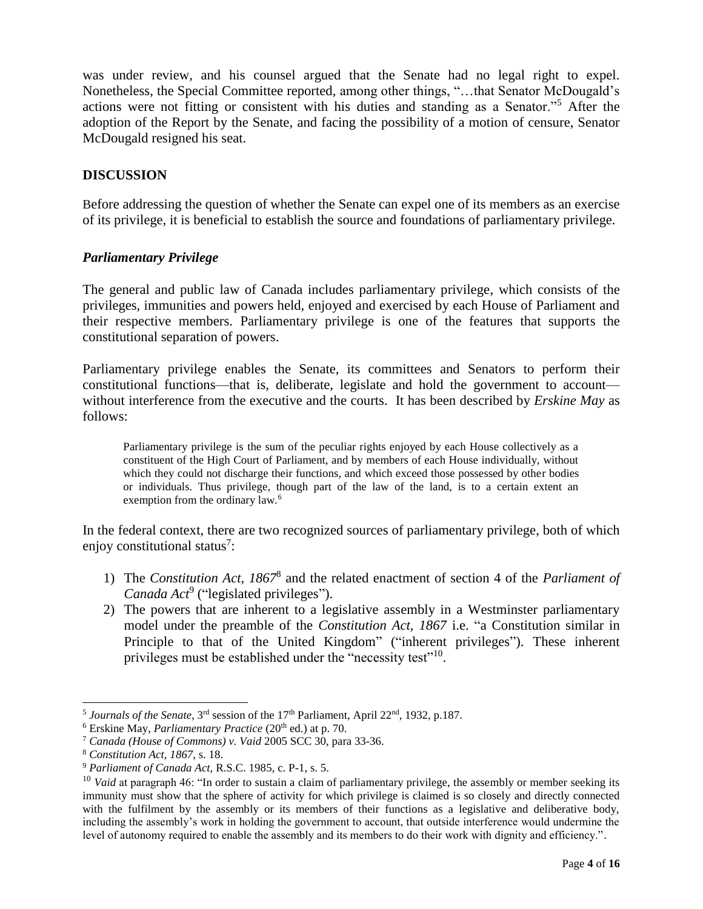was under review, and his counsel argued that the Senate had no legal right to expel. Nonetheless, the Special Committee reported, among other things, "…that Senator McDougald's actions were not fitting or consistent with his duties and standing as a Senator."[5] After the adoption of the Report by the Senate, and facing the possibility of a motion of censure, Senator McDougald resigned his seat.

## DISCUSSION

Before addressing the question of whether the Senate can expel one of its members as an exercise of its privilege, it is beneficial to establish the source and foundations of parliamentary privilege.

### *Parliamentary Privilege*

The general and public law of Canada includes parliamentary privilege, which consists of the privileges, immunities and powers held, enjoyed and exercised by each House of Parliament and their respective members. Parliamentary privilege is one of the features that supports the constitutional separation of powers.

Parliamentary privilege enables the Senate, its committees and Senators to perform their constitutional functions—that is, deliberate, legislate and hold the government to account—without interference from the executive and the courts. It has been described by *Erskine May* as follows:

> Parliamentary privilege is the sum of the peculiar rights enjoyed by each House collectively as a constituent of the High Court of Parliament, and by members of each House individually, without which they could not discharge their functions, and which exceed those possessed by other bodies or individuals. Thus privilege, though part of the law of the land, is to a certain extent an exemption from the ordinary law.[6]

In the federal context, there are two recognized sources of parliamentary privilege, both of which enjoy constitutional status[7]:

1) The *Constitution Act, 1867*[8] and the related enactment of section 4 of the *Parliament of Canada Act*[9] ("legislated privileges").
2) The powers that are inherent to a legislative assembly in a Westminster parliamentary model under the preamble of the *Constitution Act, 1867* i.e. "a Constitution similar in Principle to that of the United Kingdom" ("inherent privileges"). These inherent privileges must be established under the "necessity test"[10].

---

[5] *Journals of the Senate*, 3rd session of the 17th Parliament, April 22nd, 1932, p.187.

[6] Erskine May, *Parliamentary Practice* (20th ed.) at p. 70.

[7] *Canada (House of Commons) v. Vaid* 2005 SCC 30, para 33-36.

[8] *Constitution Act, 1867*, s. 18.

[9] *Parliament of Canada Act*, R.S.C. 1985, c. P-1, s. 5.

[10] *Vaid* at paragraph 46: "In order to sustain a claim of parliamentary privilege, the assembly or member seeking its immunity must show that the sphere of activity for which privilege is claimed is so closely and directly connected with the fulfilment by the assembly or its members of their functions as a legislative and deliberative body, including the assembly's work in holding the government to account, that outside interference would undermine the level of autonomy required to enable the assembly and its members to do their work with dignity and efficiency.".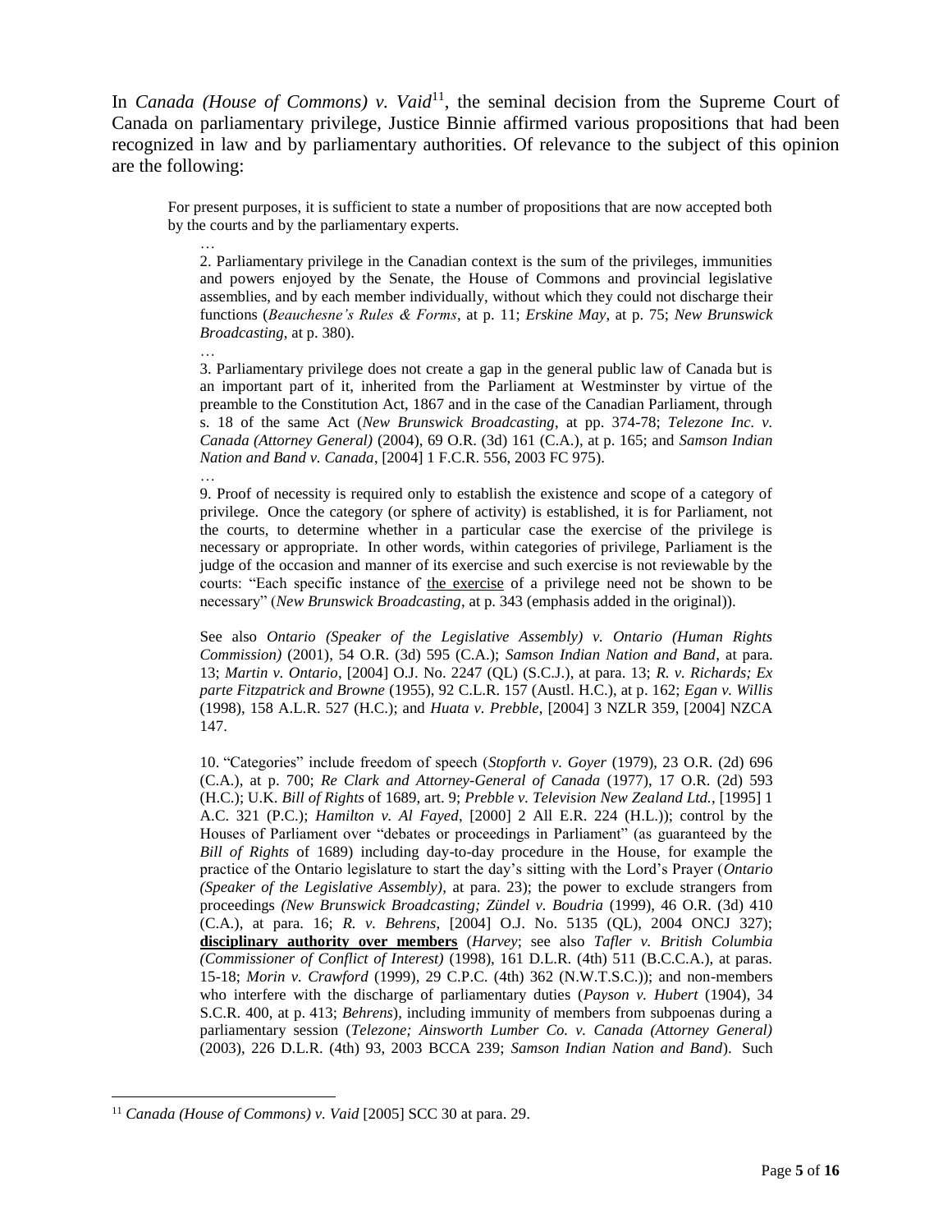In *Canada (House of Commons) v. Vaid*[11], the seminal decision from the Supreme Court of Canada on parliamentary privilege, Justice Binnie affirmed various propositions that had been recognized in law and by parliamentary authorities. Of relevance to the subject of this opinion are the following:

> For present purposes, it is sufficient to state a number of propositions that are now accepted both by the courts and by the parliamentary experts.
>
> …
>
> 2. Parliamentary privilege in the Canadian context is the sum of the privileges, immunities and powers enjoyed by the Senate, the House of Commons and provincial legislative assemblies, and by each member individually, without which they could not discharge their functions (*Beauchesne's Rules & Forms*, at p. 11; *Erskine May*, at p. 75; *New Brunswick Broadcasting*, at p. 380).
>
> …
>
> 3. Parliamentary privilege does not create a gap in the general public law of Canada but is an important part of it, inherited from the Parliament at Westminster by virtue of the preamble to the Constitution Act, 1867 and in the case of the Canadian Parliament, through s. 18 of the same Act (*New Brunswick Broadcasting*, at pp. 374-78; *Telezone Inc. v. Canada (Attorney General)* (2004), 69 O.R. (3d) 161 (C.A.), at p. 165; and *Samson Indian Nation and Band v. Canada*, [2004] 1 F.C.R. 556, 2003 FC 975).
>
> …
>
> 9. Proof of necessity is required only to establish the existence and scope of a category of privilege. Once the category (or sphere of activity) is established, it is for Parliament, not the courts, to determine whether in a particular case the exercise of the privilege is necessary or appropriate. In other words, within categories of privilege, Parliament is the judge of the occasion and manner of its exercise and such exercise is not reviewable by the courts: "Each specific instance of <u>the exercise</u> of a privilege need not be shown to be necessary" (*New Brunswick Broadcasting*, at p. 343 (emphasis added in the original)).
>
> See also *Ontario (Speaker of the Legislative Assembly) v. Ontario (Human Rights Commission)* (2001), 54 O.R. (3d) 595 (C.A.); *Samson Indian Nation and Band*, at para. 13; *Martin v. Ontario*, [2004] O.J. No. 2247 (QL) (S.C.J.), at para. 13; *R. v. Richards; Ex parte Fitzpatrick and Browne* (1955), 92 C.L.R. 157 (Austl. H.C.), at p. 162; *Egan v. Willis* (1998), 158 A.L.R. 527 (H.C.); and *Huata v. Prebble*, [2004] 3 NZLR 359, [2004] NZCA 147.
>
> 10. "Categories" include freedom of speech (*Stopforth v. Goyer* (1979), 23 O.R. (2d) 696 (C.A.), at p. 700; *Re Clark and Attorney-General of Canada* (1977), 17 O.R. (2d) 593 (H.C.); U.K. *Bill of Rights* of 1689, art. 9; *Prebble v. Television New Zealand Ltd.*, [1995] 1 A.C. 321 (P.C.); *Hamilton v. Al Fayed*, [2000] 2 All E.R. 224 (H.L.)); control by the Houses of Parliament over "debates or proceedings in Parliament" (as guaranteed by the *Bill of Rights* of 1689) including day-to-day procedure in the House, for example the practice of the Ontario legislature to start the day's sitting with the Lord's Prayer (*Ontario (Speaker of the Legislative Assembly)*, at para. 23); the power to exclude strangers from proceedings (*New Brunswick Broadcasting; Zündel v. Boudria* (1999), 46 O.R. (3d) 410 (C.A.), at para. 16; *R. v. Behrens*, [2004] O.J. No. 5135 (QL), 2004 ONCJ 327); <u>**disciplinary authority over members**</u> (*Harvey*; see also *Tafler v. British Columbia (Commissioner of Conflict of Interest)* (1998), 161 D.L.R. (4th) 511 (B.C.C.A.), at paras. 15-18; *Morin v. Crawford* (1999), 29 C.P.C. (4th) 362 (N.W.T.S.C.)); and non-members who interfere with the discharge of parliamentary duties (*Payson v. Hubert* (1904), 34 S.C.R. 400, at p. 413; *Behrens*), including immunity of members from subpoenas during a parliamentary session (*Telezone; Ainsworth Lumber Co. v. Canada (Attorney General)* (2003), 226 D.L.R. (4th) 93, 2003 BCCA 239; *Samson Indian Nation and Band*). Such

---

[11] *Canada (House of Commons) v. Vaid* [2005] SCC 30 at para. 29.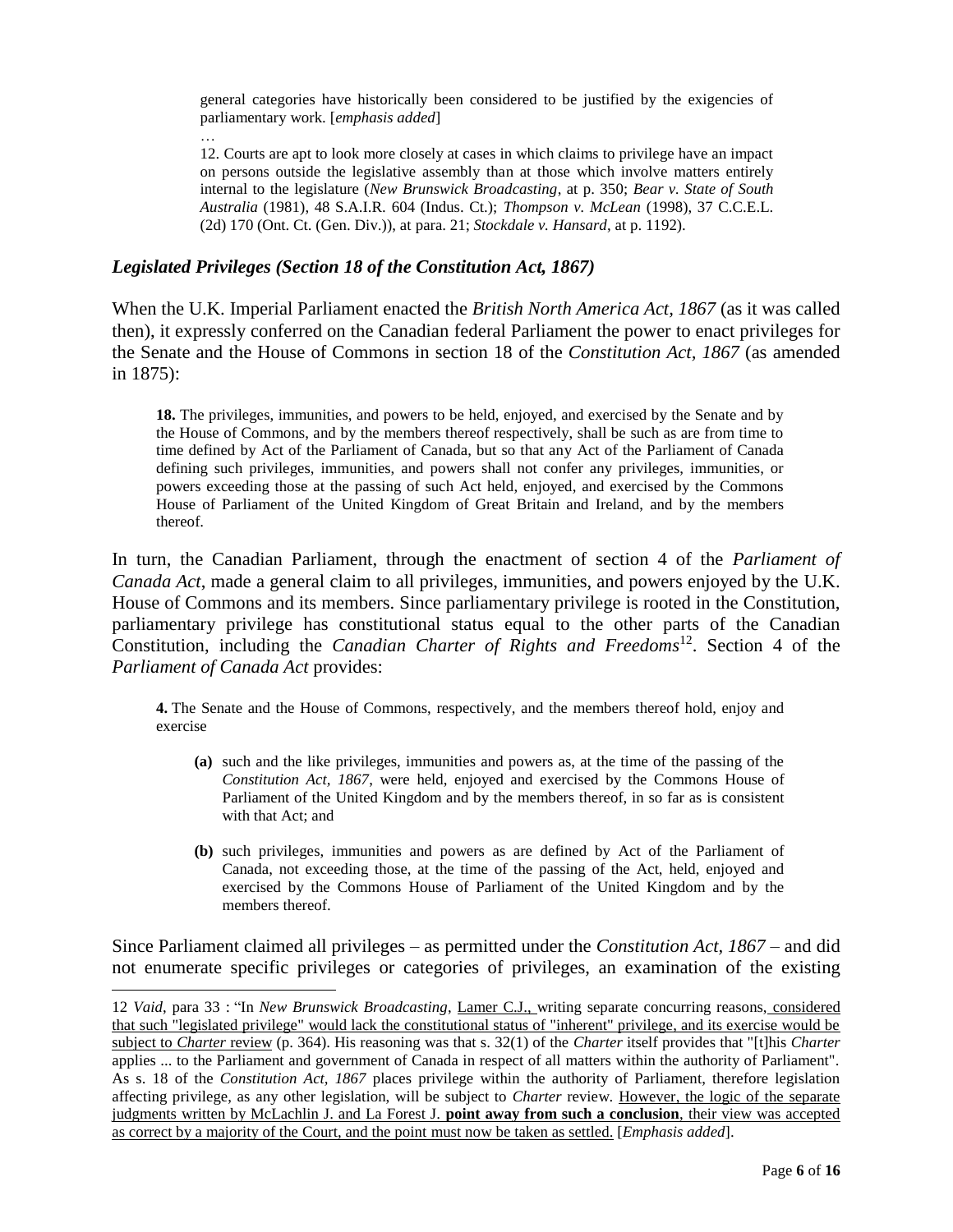> general categories have historically been considered to be justified by the exigencies of parliamentary work. [*emphasis added*]
>
> …
>
> 12. Courts are apt to look more closely at cases in which claims to privilege have an impact on persons outside the legislative assembly than at those which involve matters entirely internal to the legislature (*New Brunswick Broadcasting*, at p. 350; *Bear v. State of South Australia* (1981), 48 S.A.I.R. 604 (Indus. Ct.); *Thompson v. McLean* (1998), 37 C.C.E.L. (2d) 170 (Ont. Ct. (Gen. Div.)), at para. 21; *Stockdale v. Hansard*, at p. 1192).

### *Legislated Privileges (Section 18 of the Constitution Act, 1867)*

When the U.K. Imperial Parliament enacted the *British North America Act, 1867* (as it was called then), it expressly conferred on the Canadian federal Parliament the power to enact privileges for the Senate and the House of Commons in section 18 of the *Constitution Act, 1867* (as amended in 1875):

> **18.** The privileges, immunities, and powers to be held, enjoyed, and exercised by the Senate and by the House of Commons, and by the members thereof respectively, shall be such as are from time to time defined by Act of the Parliament of Canada, but so that any Act of the Parliament of Canada defining such privileges, immunities, and powers shall not confer any privileges, immunities, or powers exceeding those at the passing of such Act held, enjoyed, and exercised by the Commons House of Parliament of the United Kingdom of Great Britain and Ireland, and by the members thereof.

In turn, the Canadian Parliament, through the enactment of section 4 of the *Parliament of Canada Act*, made a general claim to all privileges, immunities, and powers enjoyed by the U.K. House of Commons and its members. Since parliamentary privilege is rooted in the Constitution, parliamentary privilege has constitutional status equal to the other parts of the Canadian Constitution, including the *Canadian Charter of Rights and Freedoms*[12]. Section 4 of the *Parliament of Canada Act* provides:

> **4.** The Senate and the House of Commons, respectively, and the members thereof hold, enjoy and exercise
>
> **(a)** such and the like privileges, immunities and powers as, at the time of the passing of the *Constitution Act, 1867*, were held, enjoyed and exercised by the Commons House of Parliament of the United Kingdom and by the members thereof, in so far as is consistent with that Act; and
>
> **(b)** such privileges, immunities and powers as are defined by Act of the Parliament of Canada, not exceeding those, at the time of the passing of the Act, held, enjoyed and exercised by the Commons House of Parliament of the United Kingdom and by the members thereof.

Since Parliament claimed all privileges – as permitted under the *Constitution Act, 1867* – and did not enumerate specific privileges or categories of privileges, an examination of the existing

---

12 *Vaid*, para 33 : "In *New Brunswick Broadcasting*, Lamer C.J., writing separate concurring reasons, considered that such "legislated privilege" would lack the constitutional status of "inherent" privilege, and its exercise would be subject to *Charter* review (p. 364). His reasoning was that s. 32(1) of the *Charter* itself provides that "[t]his *Charter* applies ... to the Parliament and government of Canada in respect of all matters within the authority of Parliament". As s. 18 of the *Constitution Act, 1867* places privilege within the authority of Parliament, therefore legislation affecting privilege, as any other legislation, will be subject to *Charter* review. However, the logic of the separate judgments written by McLachlin J. and La Forest J. **point away from such a conclusion**, their view was accepted as correct by a majority of the Court, and the point must now be taken as settled. [*Emphasis added*].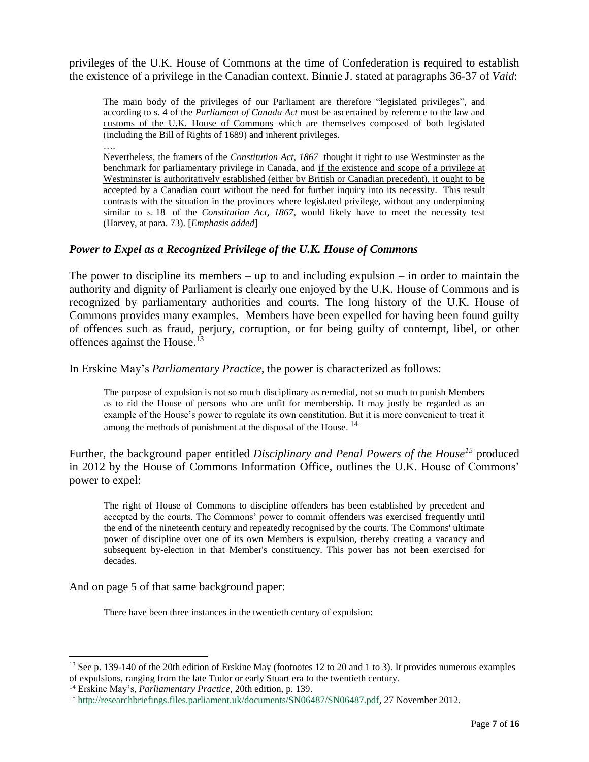privileges of the U.K. House of Commons at the time of Confederation is required to establish the existence of a privilege in the Canadian context. Binnie J. stated at paragraphs 36-37 of *Vaid*:

> The main body of the privileges of our Parliament are therefore "legislated privileges", and according to s. 4 of the *Parliament of Canada Act* must be ascertained by reference to the law and customs of the U.K. House of Commons which are themselves composed of both legislated (including the Bill of Rights of 1689) and inherent privileges.
>
> ….
>
> Nevertheless, the framers of the *Constitution Act, 1867* thought it right to use Westminster as the benchmark for parliamentary privilege in Canada, and if the existence and scope of a privilege at Westminster is authoritatively established (either by British or Canadian precedent), it ought to be accepted by a Canadian court without the need for further inquiry into its necessity. This result contrasts with the situation in the provinces where legislated privilege, without any underpinning similar to s. 18 of the *Constitution Act, 1867*, would likely have to meet the necessity test (Harvey, at para. 73). [*Emphasis added*]

### *Power to Expel as a Recognized Privilege of the U.K. House of Commons*

The power to discipline its members – up to and including expulsion – in order to maintain the authority and dignity of Parliament is clearly one enjoyed by the U.K. House of Commons and is recognized by parliamentary authorities and courts. The long history of the U.K. House of Commons provides many examples. Members have been expelled for having been found guilty of offences such as fraud, perjury, corruption, or for being guilty of contempt, libel, or other offences against the House.[13]

In Erskine May's *Parliamentary Practice*, the power is characterized as follows:

> The purpose of expulsion is not so much disciplinary as remedial, not so much to punish Members as to rid the House of persons who are unfit for membership. It may justly be regarded as an example of the House's power to regulate its own constitution. But it is more convenient to treat it among the methods of punishment at the disposal of the House. [14]

Further, the background paper entitled *Disciplinary and Penal Powers of the House*[15] produced in 2012 by the House of Commons Information Office, outlines the U.K. House of Commons' power to expel:

> The right of House of Commons to discipline offenders has been established by precedent and accepted by the courts. The Commons' power to commit offenders was exercised frequently until the end of the nineteenth century and repeatedly recognised by the courts. The Commons' ultimate power of discipline over one of its own Members is expulsion, thereby creating a vacancy and subsequent by-election in that Member's constituency. This power has not been exercised for decades.

And on page 5 of that same background paper:

> There have been three instances in the twentieth century of expulsion:

---

[13] See p. 139-140 of the 20th edition of Erskine May (footnotes 12 to 20 and 1 to 3). It provides numerous examples of expulsions, ranging from the late Tudor or early Stuart era to the twentieth century.

[14] Erskine May's, *Parliamentary Practice*, 20th edition, p. 139.

[15] http://researchbriefings.files.parliament.uk/documents/SN06487/SN06487.pdf, 27 November 2012.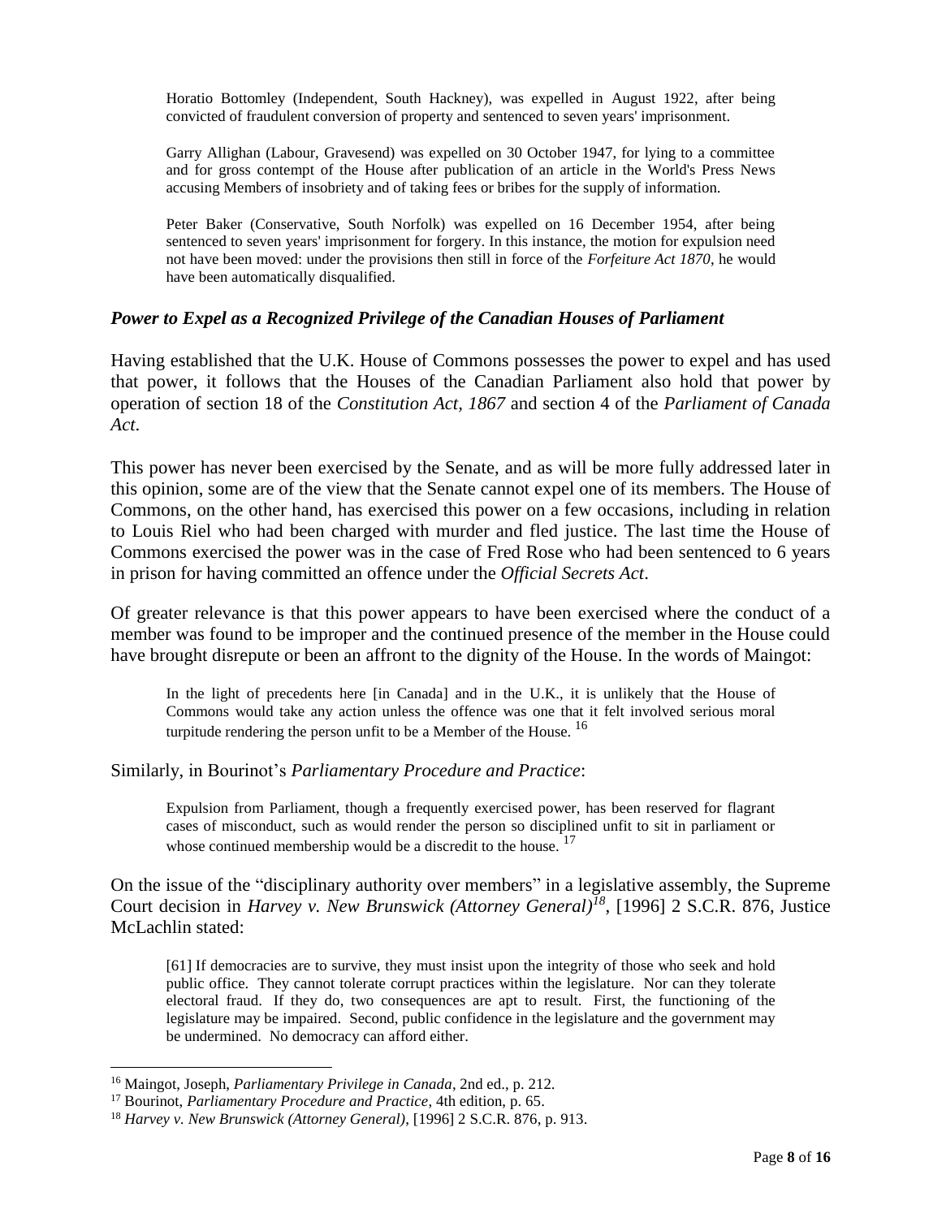> Horatio Bottomley (Independent, South Hackney), was expelled in August 1922, after being convicted of fraudulent conversion of property and sentenced to seven years' imprisonment.
>
> Garry Allighan (Labour, Gravesend) was expelled on 30 October 1947, for lying to a committee and for gross contempt of the House after publication of an article in the World's Press News accusing Members of insobriety and of taking fees or bribes for the supply of information.
>
> Peter Baker (Conservative, South Norfolk) was expelled on 16 December 1954, after being sentenced to seven years' imprisonment for forgery. In this instance, the motion for expulsion need not have been moved: under the provisions then still in force of the *Forfeiture Act 1870*, he would have been automatically disqualified.

### *Power to Expel as a Recognized Privilege of the Canadian Houses of Parliament*

Having established that the U.K. House of Commons possesses the power to expel and has used that power, it follows that the Houses of the Canadian Parliament also hold that power by operation of section 18 of the *Constitution Act, 1867* and section 4 of the *Parliament of Canada Act*.

This power has never been exercised by the Senate, and as will be more fully addressed later in this opinion, some are of the view that the Senate cannot expel one of its members. The House of Commons, on the other hand, has exercised this power on a few occasions, including in relation to Louis Riel who had been charged with murder and fled justice. The last time the House of Commons exercised the power was in the case of Fred Rose who had been sentenced to 6 years in prison for having committed an offence under the *Official Secrets Act*.

Of greater relevance is that this power appears to have been exercised where the conduct of a member was found to be improper and the continued presence of the member in the House could have brought disrepute or been an affront to the dignity of the House. In the words of Maingot:

> In the light of precedents here [in Canada] and in the U.K., it is unlikely that the House of Commons would take any action unless the offence was one that it felt involved serious moral turpitude rendering the person unfit to be a Member of the House. [16]

Similarly, in Bourinot's *Parliamentary Procedure and Practice*:

> Expulsion from Parliament, though a frequently exercised power, has been reserved for flagrant cases of misconduct, such as would render the person so disciplined unfit to sit in parliament or whose continued membership would be a discredit to the house. [17]

On the issue of the "disciplinary authority over members" in a legislative assembly, the Supreme Court decision in *Harvey v. New Brunswick (Attorney General)*[18], [1996] 2 S.C.R. 876, Justice McLachlin stated:

> [61] If democracies are to survive, they must insist upon the integrity of those who seek and hold public office. They cannot tolerate corrupt practices within the legislature. Nor can they tolerate electoral fraud. If they do, two consequences are apt to result. First, the functioning of the legislature may be impaired. Second, public confidence in the legislature and the government may be undermined. No democracy can afford either.

---

[16] Maingot, Joseph, *Parliamentary Privilege in Canada*, 2nd ed., p. 212.

[17] Bourinot, *Parliamentary Procedure and Practice*, 4th edition, p. 65.

[18] *Harvey v. New Brunswick (Attorney General)*, [1996] 2 S.C.R. 876, p. 913.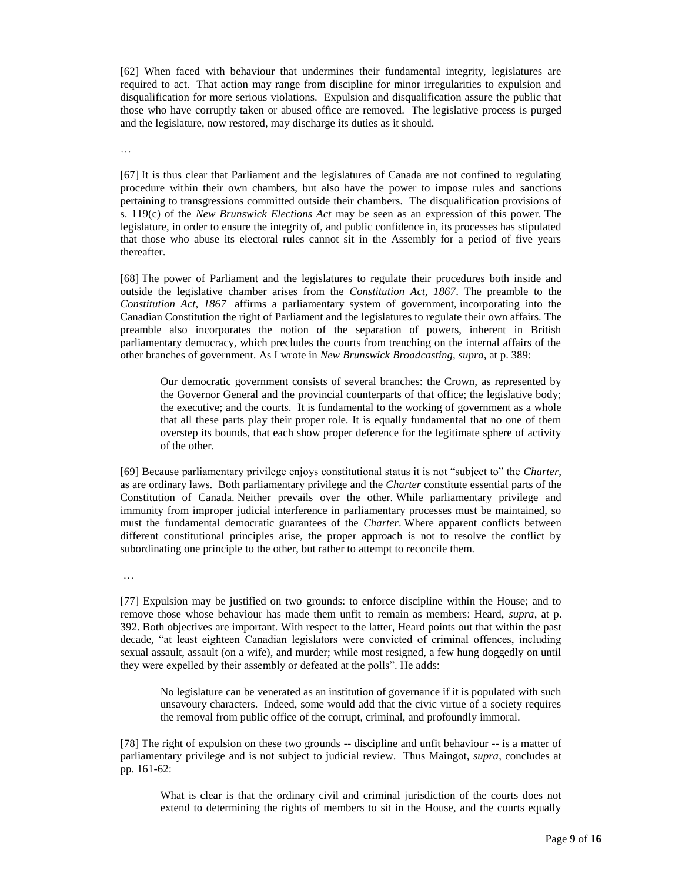[62] When faced with behaviour that undermines their fundamental integrity, legislatures are required to act. That action may range from discipline for minor irregularities to expulsion and disqualification for more serious violations. Expulsion and disqualification assure the public that those who have corruptly taken or abused office are removed. The legislative process is purged and the legislature, now restored, may discharge its duties as it should.

…

[67] It is thus clear that Parliament and the legislatures of Canada are not confined to regulating procedure within their own chambers, but also have the power to impose rules and sanctions pertaining to transgressions committed outside their chambers. The disqualification provisions of s. 119(c) of the *New Brunswick Elections Act* may be seen as an expression of this power. The legislature, in order to ensure the integrity of, and public confidence in, its processes has stipulated that those who abuse its electoral rules cannot sit in the Assembly for a period of five years thereafter.

[68] The power of Parliament and the legislatures to regulate their procedures both inside and outside the legislative chamber arises from the *Constitution Act, 1867*. The preamble to the *Constitution Act, 1867* affirms a parliamentary system of government, incorporating into the Canadian Constitution the right of Parliament and the legislatures to regulate their own affairs. The preamble also incorporates the notion of the separation of powers, inherent in British parliamentary democracy, which precludes the courts from trenching on the internal affairs of the other branches of government. As I wrote in *New Brunswick Broadcasting*, *supra*, at p. 389:

> Our democratic government consists of several branches: the Crown, as represented by the Governor General and the provincial counterparts of that office; the legislative body; the executive; and the courts. It is fundamental to the working of government as a whole that all these parts play their proper role. It is equally fundamental that no one of them overstep its bounds, that each show proper deference for the legitimate sphere of activity of the other.

[69] Because parliamentary privilege enjoys constitutional status it is not "subject to" the *Charter*, as are ordinary laws. Both parliamentary privilege and the *Charter* constitute essential parts of the Constitution of Canada. Neither prevails over the other. While parliamentary privilege and immunity from improper judicial interference in parliamentary processes must be maintained, so must the fundamental democratic guarantees of the *Charter*. Where apparent conflicts between different constitutional principles arise, the proper approach is not to resolve the conflict by subordinating one principle to the other, but rather to attempt to reconcile them.

…

[77] Expulsion may be justified on two grounds: to enforce discipline within the House; and to remove those whose behaviour has made them unfit to remain as members: Heard, *supra*, at p. 392. Both objectives are important. With respect to the latter, Heard points out that within the past decade, "at least eighteen Canadian legislators were convicted of criminal offences, including sexual assault, assault (on a wife), and murder; while most resigned, a few hung doggedly on until they were expelled by their assembly or defeated at the polls". He adds:

> No legislature can be venerated as an institution of governance if it is populated with such unsavoury characters. Indeed, some would add that the civic virtue of a society requires the removal from public office of the corrupt, criminal, and profoundly immoral.

[78] The right of expulsion on these two grounds -- discipline and unfit behaviour -- is a matter of parliamentary privilege and is not subject to judicial review. Thus Maingot, *supra*, concludes at pp. 161-62:

> What is clear is that the ordinary civil and criminal jurisdiction of the courts does not extend to determining the rights of members to sit in the House, and the courts equally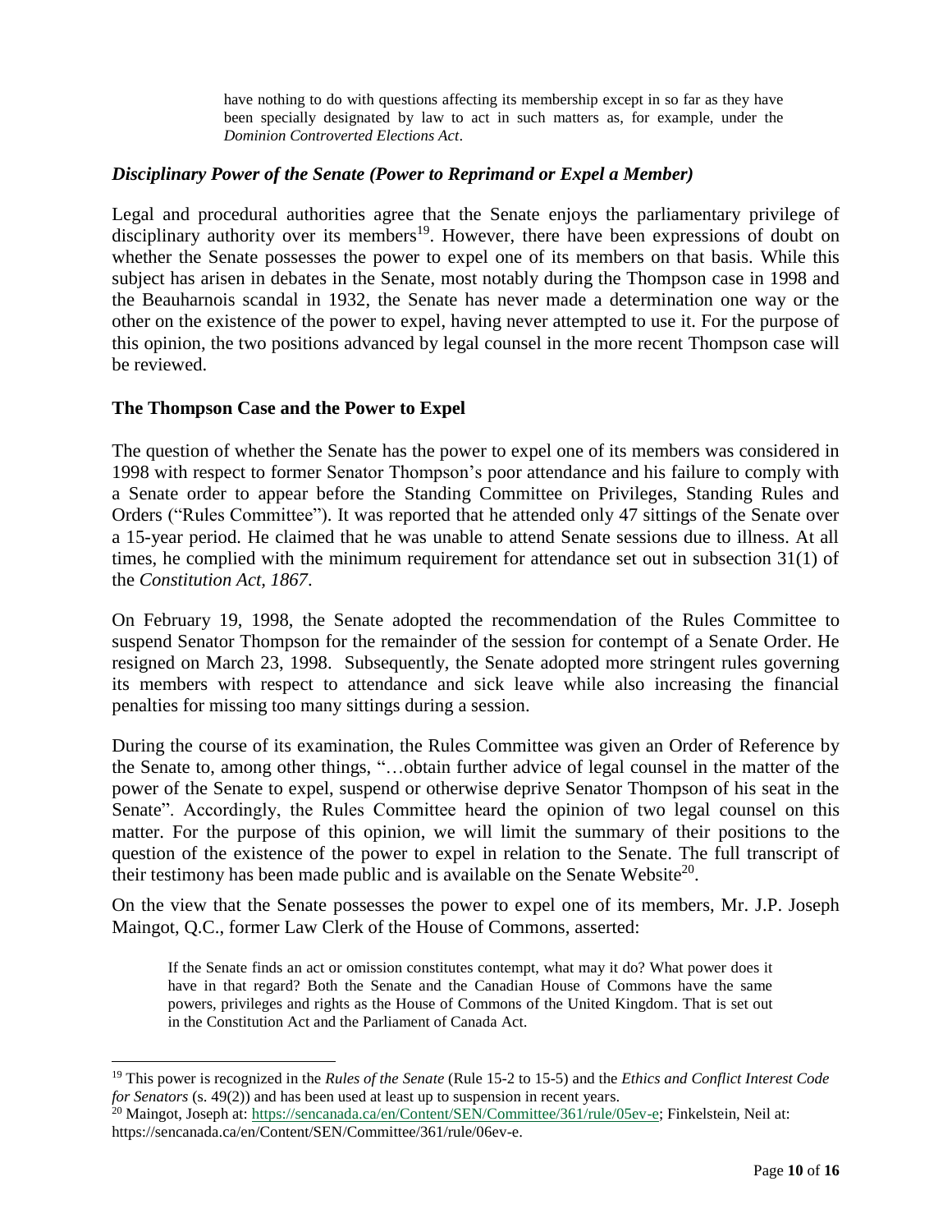> have nothing to do with questions affecting its membership except in so far as they have been specially designated by law to act in such matters as, for example, under the *Dominion Controverted Elections Act*.

### *Disciplinary Power of the Senate (Power to Reprimand or Expel a Member)*

Legal and procedural authorities agree that the Senate enjoys the parliamentary privilege of disciplinary authority over its members[19]. However, there have been expressions of doubt on whether the Senate possesses the power to expel one of its members on that basis. While this subject has arisen in debates in the Senate, most notably during the Thompson case in 1998 and the Beauharnois scandal in 1932, the Senate has never made a determination one way or the other on the existence of the power to expel, having never attempted to use it. For the purpose of this opinion, the two positions advanced by legal counsel in the more recent Thompson case will be reviewed.

### **The Thompson Case and the Power to Expel**

The question of whether the Senate has the power to expel one of its members was considered in 1998 with respect to former Senator Thompson's poor attendance and his failure to comply with a Senate order to appear before the Standing Committee on Privileges, Standing Rules and Orders ("Rules Committee"). It was reported that he attended only 47 sittings of the Senate over a 15-year period. He claimed that he was unable to attend Senate sessions due to illness. At all times, he complied with the minimum requirement for attendance set out in subsection 31(1) of the *Constitution Act, 1867*.

On February 19, 1998, the Senate adopted the recommendation of the Rules Committee to suspend Senator Thompson for the remainder of the session for contempt of a Senate Order. He resigned on March 23, 1998. Subsequently, the Senate adopted more stringent rules governing its members with respect to attendance and sick leave while also increasing the financial penalties for missing too many sittings during a session.

During the course of its examination, the Rules Committee was given an Order of Reference by the Senate to, among other things, "…obtain further advice of legal counsel in the matter of the power of the Senate to expel, suspend or otherwise deprive Senator Thompson of his seat in the Senate". Accordingly, the Rules Committee heard the opinion of two legal counsel on this matter. For the purpose of this opinion, we will limit the summary of their positions to the question of the existence of the power to expel in relation to the Senate. The full transcript of their testimony has been made public and is available on the Senate Website[20].

On the view that the Senate possesses the power to expel one of its members, Mr. J.P. Joseph Maingot, Q.C., former Law Clerk of the House of Commons, asserted:

> If the Senate finds an act or omission constitutes contempt, what may it do? What power does it have in that regard? Both the Senate and the Canadian House of Commons have the same powers, privileges and rights as the House of Commons of the United Kingdom. That is set out in the Constitution Act and the Parliament of Canada Act.

---

[19] This power is recognized in the *Rules of the Senate* (Rule 15-2 to 15-5) and the *Ethics and Conflict Interest Code for Senators* (s. 49(2)) and has been used at least up to suspension in recent years.

[20] Maingot, Joseph at: https://sencanada.ca/en/Content/SEN/Committee/361/rule/05ev-e; Finkelstein, Neil at: https://sencanada.ca/en/Content/SEN/Committee/361/rule/06ev-e.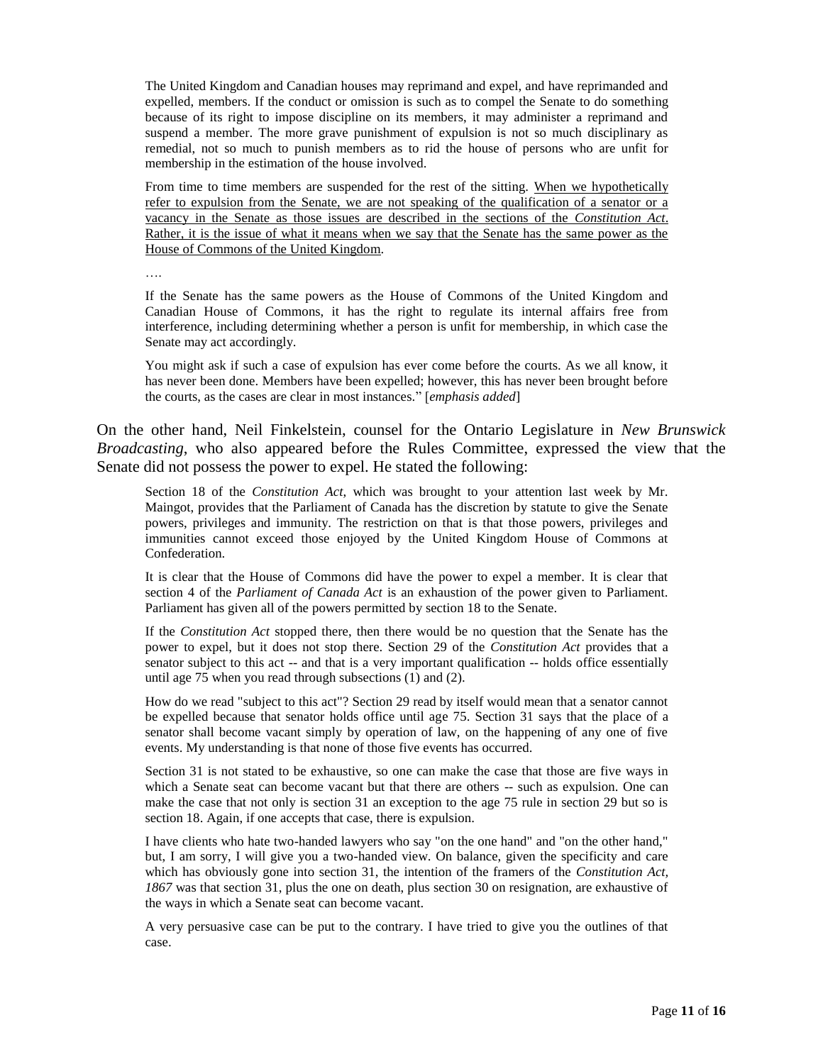> The United Kingdom and Canadian houses may reprimand and expel, and have reprimanded and expelled, members. If the conduct or omission is such as to compel the Senate to do something because of its right to impose discipline on its members, it may administer a reprimand and suspend a member. The more grave punishment of expulsion is not so much disciplinary as remedial, not so much to punish members as to rid the house of persons who are unfit for membership in the estimation of the house involved.
>
> From time to time members are suspended for the rest of the sitting. <u>When we hypothetically refer to expulsion from the Senate, we are not speaking of the qualification of a senator or a vacancy in the Senate as those issues are described in the sections of the *Constitution Act*. Rather, it is the issue of what it means when we say that the Senate has the same power as the House of Commons of the United Kingdom</u>.
>
> ….
>
> If the Senate has the same powers as the House of Commons of the United Kingdom and Canadian House of Commons, it has the right to regulate its internal affairs free from interference, including determining whether a person is unfit for membership, in which case the Senate may act accordingly.
>
> You might ask if such a case of expulsion has ever come before the courts. As we all know, it has never been done. Members have been expelled; however, this has never been brought before the courts, as the cases are clear in most instances." [*emphasis added*]

On the other hand, Neil Finkelstein, counsel for the Ontario Legislature in *New Brunswick Broadcasting*, who also appeared before the Rules Committee, expressed the view that the Senate did not possess the power to expel. He stated the following:

> Section 18 of the *Constitution Act*, which was brought to your attention last week by Mr. Maingot, provides that the Parliament of Canada has the discretion by statute to give the Senate powers, privileges and immunity. The restriction on that is that those powers, privileges and immunities cannot exceed those enjoyed by the United Kingdom House of Commons at Confederation.
>
> It is clear that the House of Commons did have the power to expel a member. It is clear that section 4 of the *Parliament of Canada Act* is an exhaustion of the power given to Parliament. Parliament has given all of the powers permitted by section 18 to the Senate.
>
> If the *Constitution Act* stopped there, then there would be no question that the Senate has the power to expel, but it does not stop there. Section 29 of the *Constitution Act* provides that a senator subject to this act -- and that is a very important qualification -- holds office essentially until age 75 when you read through subsections (1) and (2).
>
> How do we read "subject to this act"? Section 29 read by itself would mean that a senator cannot be expelled because that senator holds office until age 75. Section 31 says that the place of a senator shall become vacant simply by operation of law, on the happening of any one of five events. My understanding is that none of those five events has occurred.
>
> Section 31 is not stated to be exhaustive, so one can make the case that those are five ways in which a Senate seat can become vacant but that there are others -- such as expulsion. One can make the case that not only is section 31 an exception to the age 75 rule in section 29 but so is section 18. Again, if one accepts that case, there is expulsion.
>
> I have clients who hate two-handed lawyers who say "on the one hand" and "on the other hand," but, I am sorry, I will give you a two-handed view. On balance, given the specificity and care which has obviously gone into section 31, the intention of the framers of the *Constitution Act, 1867* was that section 31, plus the one on death, plus section 30 on resignation, are exhaustive of the ways in which a Senate seat can become vacant.
>
> A very persuasive case can be put to the contrary. I have tried to give you the outlines of that case.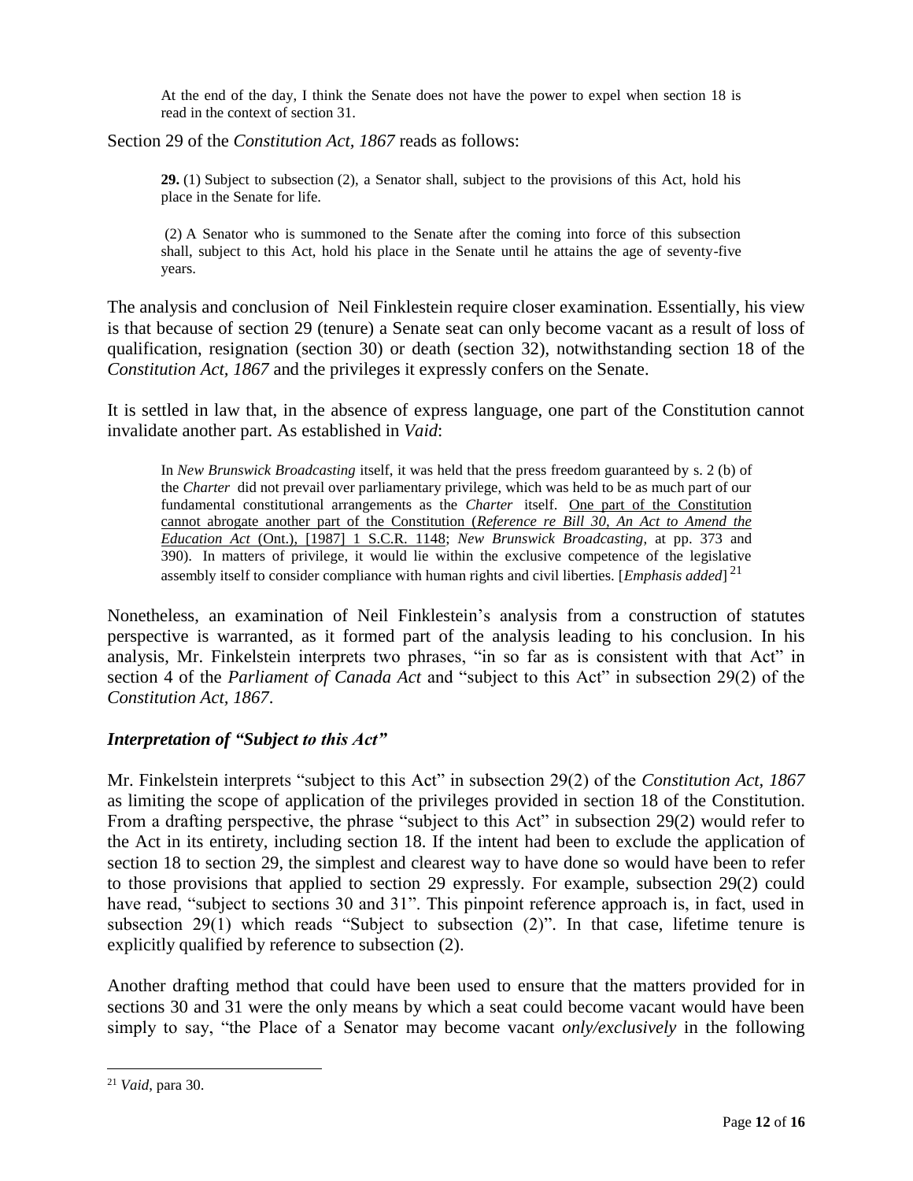> At the end of the day, I think the Senate does not have the power to expel when section 18 is read in the context of section 31.

Section 29 of the *Constitution Act, 1867* reads as follows:

> **29.** (1) Subject to subsection (2), a Senator shall, subject to the provisions of this Act, hold his place in the Senate for life.
>
> (2) A Senator who is summoned to the Senate after the coming into force of this subsection shall, subject to this Act, hold his place in the Senate until he attains the age of seventy-five years.

The analysis and conclusion of Neil Finklestein require closer examination. Essentially, his view is that because of section 29 (tenure) a Senate seat can only become vacant as a result of loss of qualification, resignation (section 30) or death (section 32), notwithstanding section 18 of the *Constitution Act, 1867* and the privileges it expressly confers on the Senate.

It is settled in law that, in the absence of express language, one part of the Constitution cannot invalidate another part. As established in *Vaid*:

> In *New Brunswick Broadcasting* itself, it was held that the press freedom guaranteed by s. 2 (b) of the *Charter* did not prevail over parliamentary privilege, which was held to be as much part of our fundamental constitutional arrangements as the *Charter* itself. One part of the Constitution cannot abrogate another part of the Constitution (*Reference re Bill 30, An Act to Amend the Education Act* (Ont.), [1987] 1 S.C.R. 1148; *New Brunswick Broadcasting*, at pp. 373 and 390). In matters of privilege, it would lie within the exclusive competence of the legislative assembly itself to consider compliance with human rights and civil liberties. [*Emphasis added*][21]

Nonetheless, an examination of Neil Finklestein's analysis from a construction of statutes perspective is warranted, as it formed part of the analysis leading to his conclusion. In his analysis, Mr. Finkelstein interprets two phrases, "in so far as is consistent with that Act" in section 4 of the *Parliament of Canada Act* and "subject to this Act" in subsection 29(2) of the *Constitution Act, 1867*.

### *Interpretation of "Subject to this Act"*

Mr. Finkelstein interprets "subject to this Act" in subsection 29(2) of the *Constitution Act, 1867* as limiting the scope of application of the privileges provided in section 18 of the Constitution. From a drafting perspective, the phrase "subject to this Act" in subsection 29(2) would refer to the Act in its entirety, including section 18. If the intent had been to exclude the application of section 18 to section 29, the simplest and clearest way to have done so would have been to refer to those provisions that applied to section 29 expressly. For example, subsection 29(2) could have read, "subject to sections 30 and 31". This pinpoint reference approach is, in fact, used in subsection 29(1) which reads "Subject to subsection (2)". In that case, lifetime tenure is explicitly qualified by reference to subsection (2).

Another drafting method that could have been used to ensure that the matters provided for in sections 30 and 31 were the only means by which a seat could become vacant would have been simply to say, "the Place of a Senator may become vacant *only/exclusively* in the following

---

[21] *Vaid*, para 30.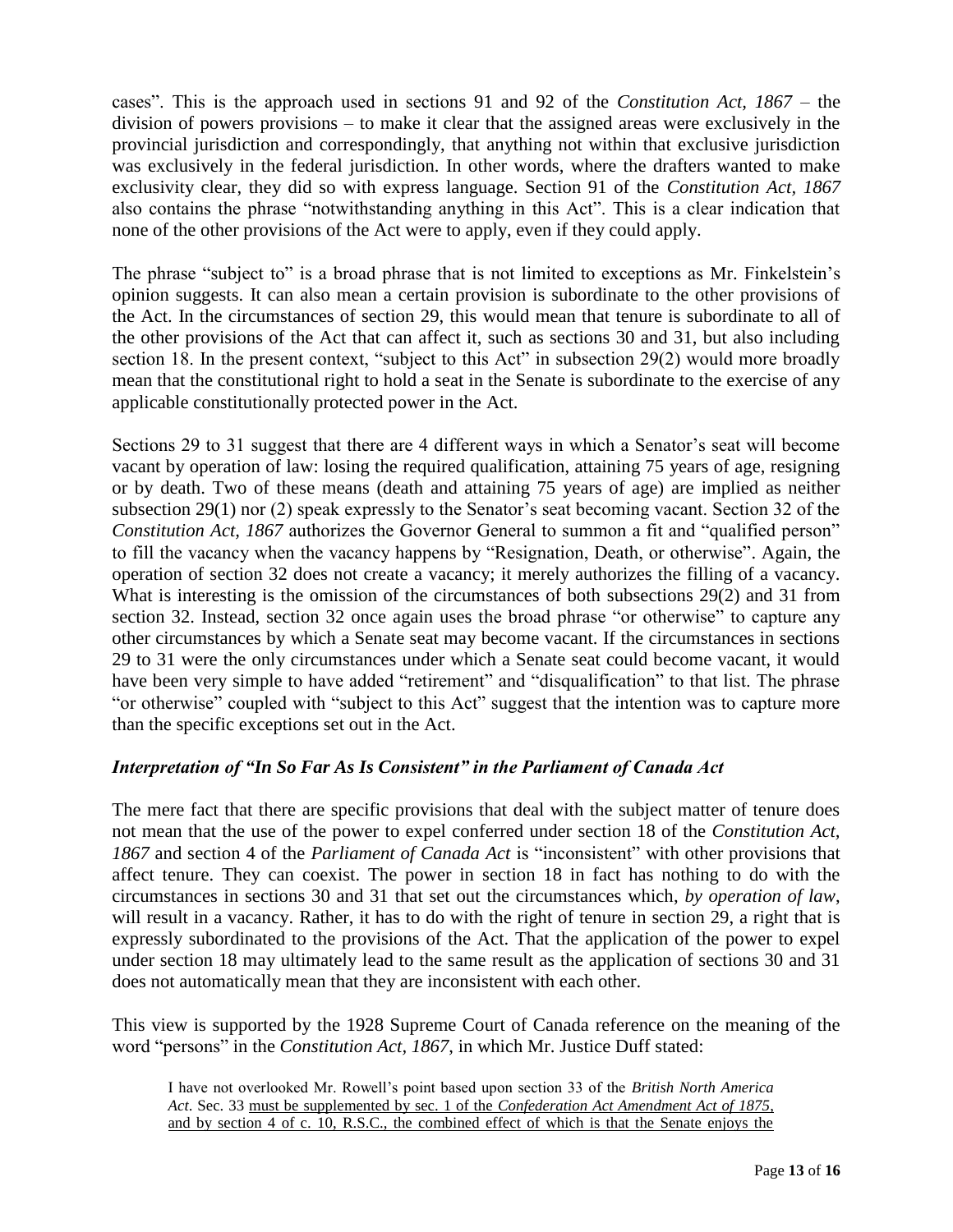cases". This is the approach used in sections 91 and 92 of the *Constitution Act, 1867* – the division of powers provisions – to make it clear that the assigned areas were exclusively in the provincial jurisdiction and correspondingly, that anything not within that exclusive jurisdiction was exclusively in the federal jurisdiction. In other words, where the drafters wanted to make exclusivity clear, they did so with express language. Section 91 of the *Constitution Act, 1867* also contains the phrase "notwithstanding anything in this Act". This is a clear indication that none of the other provisions of the Act were to apply, even if they could apply.

The phrase "subject to" is a broad phrase that is not limited to exceptions as Mr. Finkelstein's opinion suggests. It can also mean a certain provision is subordinate to the other provisions of the Act. In the circumstances of section 29, this would mean that tenure is subordinate to all of the other provisions of the Act that can affect it, such as sections 30 and 31, but also including section 18. In the present context, "subject to this Act" in subsection 29(2) would more broadly mean that the constitutional right to hold a seat in the Senate is subordinate to the exercise of any applicable constitutionally protected power in the Act.

Sections 29 to 31 suggest that there are 4 different ways in which a Senator's seat will become vacant by operation of law: losing the required qualification, attaining 75 years of age, resigning or by death. Two of these means (death and attaining 75 years of age) are implied as neither subsection 29(1) nor (2) speak expressly to the Senator's seat becoming vacant. Section 32 of the *Constitution Act, 1867* authorizes the Governor General to summon a fit and "qualified person" to fill the vacancy when the vacancy happens by "Resignation, Death, or otherwise". Again, the operation of section 32 does not create a vacancy; it merely authorizes the filling of a vacancy. What is interesting is the omission of the circumstances of both subsections 29(2) and 31 from section 32. Instead, section 32 once again uses the broad phrase "or otherwise" to capture any other circumstances by which a Senate seat may become vacant. If the circumstances in sections 29 to 31 were the only circumstances under which a Senate seat could become vacant, it would have been very simple to have added "retirement" and "disqualification" to that list. The phrase "or otherwise" coupled with "subject to this Act" suggest that the intention was to capture more than the specific exceptions set out in the Act.

### *Interpretation of "In So Far As Is Consistent" in the Parliament of Canada Act*

The mere fact that there are specific provisions that deal with the subject matter of tenure does not mean that the use of the power to expel conferred under section 18 of the *Constitution Act, 1867* and section 4 of the *Parliament of Canada Act* is "inconsistent" with other provisions that affect tenure. They can coexist. The power in section 18 in fact has nothing to do with the circumstances in sections 30 and 31 that set out the circumstances which, *by operation of law*, will result in a vacancy. Rather, it has to do with the right of tenure in section 29, a right that is expressly subordinated to the provisions of the Act. That the application of the power to expel under section 18 may ultimately lead to the same result as the application of sections 30 and 31 does not automatically mean that they are inconsistent with each other.

This view is supported by the 1928 Supreme Court of Canada reference on the meaning of the word "persons" in the *Constitution Act, 1867*, in which Mr. Justice Duff stated:

> I have not overlooked Mr. Rowell's point based upon section 33 of the *British North America Act*. Sec. 33 <u>must be supplemented by sec. 1 of the *Confederation Act Amendment Act of 1875*, and by section 4 of c. 10, R.S.C., the combined effect of which is that the Senate enjoys the</u>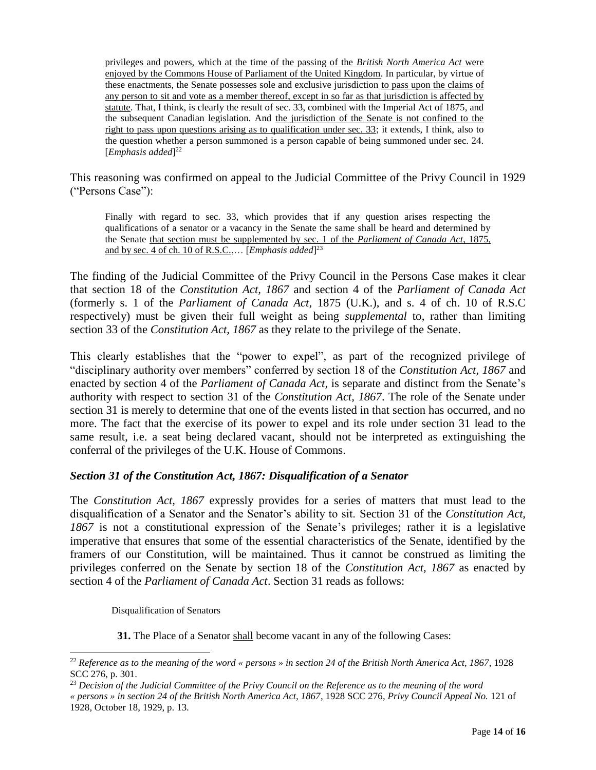> privileges and powers, which at the time of the passing of the *British North America Act* were enjoyed by the Commons House of Parliament of the United Kingdom. In particular, by virtue of these enactments, the Senate possesses sole and exclusive jurisdiction to pass upon the claims of any person to sit and vote as a member thereof, except in so far as that jurisdiction is affected by statute. That, I think, is clearly the result of sec. 33, combined with the Imperial Act of 1875, and the subsequent Canadian legislation. And the jurisdiction of the Senate is not confined to the right to pass upon questions arising as to qualification under sec. 33; it extends, I think, also to the question whether a person summoned is a person capable of being summoned under sec. 24. [*Emphasis added*][22]

This reasoning was confirmed on appeal to the Judicial Committee of the Privy Council in 1929 ("Persons Case"):

> Finally with regard to sec. 33, which provides that if any question arises respecting the qualifications of a senator or a vacancy in the Senate the same shall be heard and determined by the Senate that section must be supplemented by sec. 1 of the *Parliament of Canada Act*, 1875, and by sec. 4 of ch. 10 of R.S.C.,… [*Emphasis added*][23]

The finding of the Judicial Committee of the Privy Council in the Persons Case makes it clear that section 18 of the *Constitution Act, 1867* and section 4 of the *Parliament of Canada Act* (formerly s. 1 of the *Parliament of Canada Act*, 1875 (U.K.), and s. 4 of ch. 10 of R.S.C respectively) must be given their full weight as being *supplemental* to, rather than limiting section 33 of the *Constitution Act, 1867* as they relate to the privilege of the Senate.

This clearly establishes that the "power to expel", as part of the recognized privilege of "disciplinary authority over members" conferred by section 18 of the *Constitution Act, 1867* and enacted by section 4 of the *Parliament of Canada Act*, is separate and distinct from the Senate's authority with respect to section 31 of the *Constitution Act, 1867*. The role of the Senate under section 31 is merely to determine that one of the events listed in that section has occurred, and no more. The fact that the exercise of its power to expel and its role under section 31 lead to the same result, i.e. a seat being declared vacant, should not be interpreted as extinguishing the conferral of the privileges of the U.K. House of Commons.

### *Section 31 of the Constitution Act, 1867: Disqualification of a Senator*

The *Constitution Act, 1867* expressly provides for a series of matters that must lead to the disqualification of a Senator and the Senator's ability to sit. Section 31 of the *Constitution Act, 1867* is not a constitutional expression of the Senate's privileges; rather it is a legislative imperative that ensures that some of the essential characteristics of the Senate, identified by the framers of our Constitution, will be maintained. Thus it cannot be construed as limiting the privileges conferred on the Senate by section 18 of the *Constitution Act, 1867* as enacted by section 4 of the *Parliament of Canada Act*. Section 31 reads as follows:

> Disqualification of Senators
>
> **31.** The Place of a Senator shall become vacant in any of the following Cases:

---

[22] *Reference as to the meaning of the word « persons » in section 24 of the British North America Act, 1867*, 1928 SCC 276, p. 301.

[23] *Decision of the Judicial Committee of the Privy Council on the Reference as to the meaning of the word « persons » in section 24 of the British North America Act, 1867*, 1928 SCC 276, *Privy Council Appeal No.* 121 of 1928, October 18, 1929, p. 13.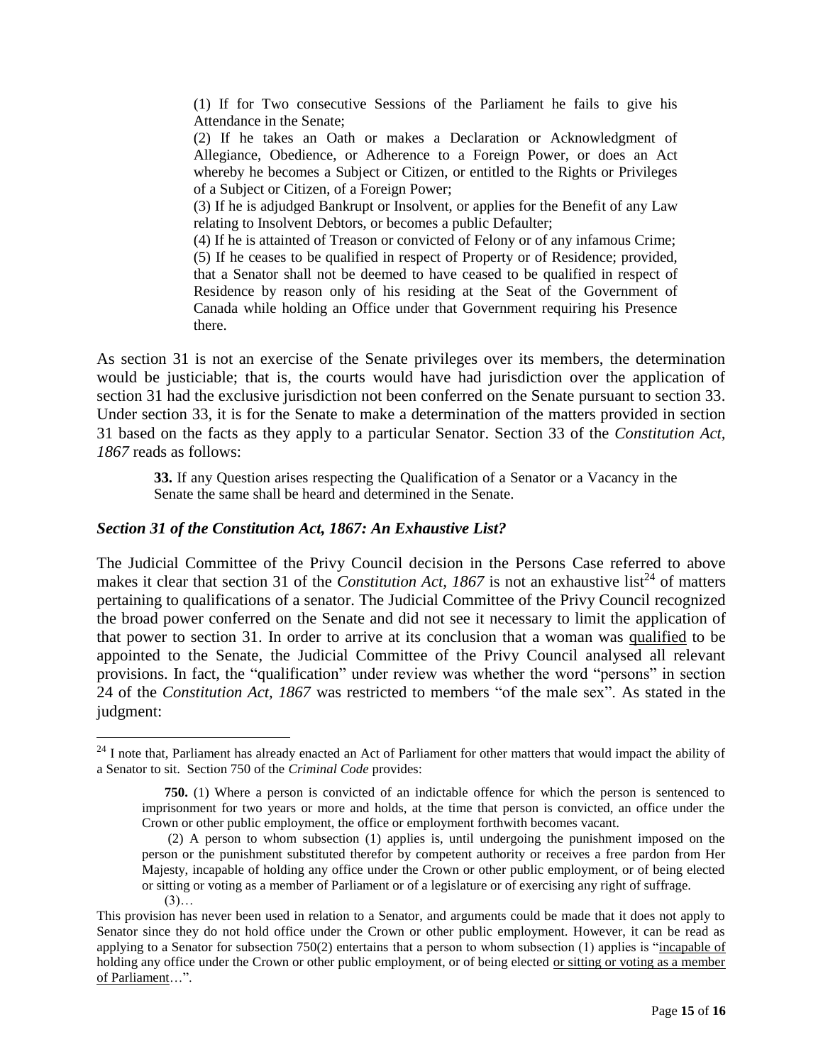> (1) If for Two consecutive Sessions of the Parliament he fails to give his Attendance in the Senate;
> (2) If he takes an Oath or makes a Declaration or Acknowledgment of Allegiance, Obedience, or Adherence to a Foreign Power, or does an Act whereby he becomes a Subject or Citizen, or entitled to the Rights or Privileges of a Subject or Citizen, of a Foreign Power;
> (3) If he is adjudged Bankrupt or Insolvent, or applies for the Benefit of any Law relating to Insolvent Debtors, or becomes a public Defaulter;
> (4) If he is attainted of Treason or convicted of Felony or of any infamous Crime;
> (5) If he ceases to be qualified in respect of Property or of Residence; provided, that a Senator shall not be deemed to have ceased to be qualified in respect of Residence by reason only of his residing at the Seat of the Government of Canada while holding an Office under that Government requiring his Presence there.

As section 31 is not an exercise of the Senate privileges over its members, the determination would be justiciable; that is, the courts would have had jurisdiction over the application of section 31 had the exclusive jurisdiction not been conferred on the Senate pursuant to section 33. Under section 33, it is for the Senate to make a determination of the matters provided in section 31 based on the facts as they apply to a particular Senator. Section 33 of the *Constitution Act, 1867* reads as follows:

> **33.** If any Question arises respecting the Qualification of a Senator or a Vacancy in the Senate the same shall be heard and determined in the Senate.

### *Section 31 of the Constitution Act, 1867: An Exhaustive List?*

The Judicial Committee of the Privy Council decision in the Persons Case referred to above makes it clear that section 31 of the *Constitution Act, 1867* is not an exhaustive list[24] of matters pertaining to qualifications of a senator. The Judicial Committee of the Privy Council recognized the broad power conferred on the Senate and did not see it necessary to limit the application of that power to section 31. In order to arrive at its conclusion that a woman was qualified to be appointed to the Senate, the Judicial Committee of the Privy Council analysed all relevant provisions. In fact, the "qualification" under review was whether the word "persons" in section 24 of the *Constitution Act, 1867* was restricted to members "of the male sex". As stated in the judgment:

---

[24] I note that, Parliament has already enacted an Act of Parliament for other matters that would impact the ability of a Senator to sit. Section 750 of the *Criminal Code* provides:

> **750.** (1) Where a person is convicted of an indictable offence for which the person is sentenced to imprisonment for two years or more and holds, at the time that person is convicted, an office under the Crown or other public employment, the office or employment forthwith becomes vacant.
>
> (2) A person to whom subsection (1) applies is, until undergoing the punishment imposed on the person or the punishment substituted therefor by competent authority or receives a free pardon from Her Majesty, incapable of holding any office under the Crown or other public employment, or of being elected or sitting or voting as a member of Parliament or of a legislature or of exercising any right of suffrage.
>
> (3)…

This provision has never been used in relation to a Senator, and arguments could be made that it does not apply to Senator since they do not hold office under the Crown or other public employment. However, it can be read as applying to a Senator for subsection 750(2) entertains that a person to whom subsection (1) applies is "incapable of holding any office under the Crown or other public employment, or of being elected or sitting or voting as a member of Parliament…".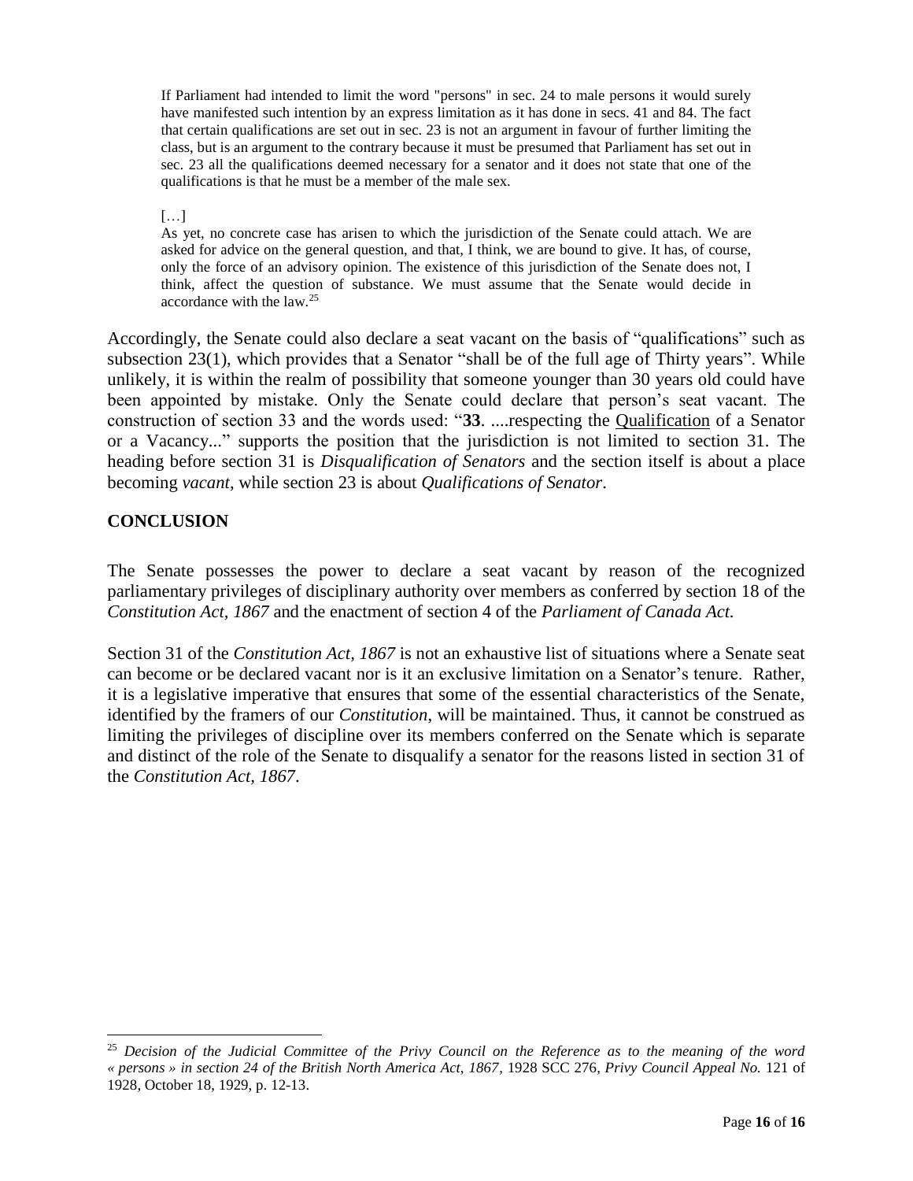> If Parliament had intended to limit the word "persons" in sec. 24 to male persons it would surely have manifested such intention by an express limitation as it has done in secs. 41 and 84. The fact that certain qualifications are set out in sec. 23 is not an argument in favour of further limiting the class, but is an argument to the contrary because it must be presumed that Parliament has set out in sec. 23 all the qualifications deemed necessary for a senator and it does not state that one of the qualifications is that he must be a member of the male sex.
>
> […]
>
> As yet, no concrete case has arisen to which the jurisdiction of the Senate could attach. We are asked for advice on the general question, and that, I think, we are bound to give. It has, of course, only the force of an advisory opinion. The existence of this jurisdiction of the Senate does not, I think, affect the question of substance. We must assume that the Senate would decide in accordance with the law.[25]

Accordingly, the Senate could also declare a seat vacant on the basis of "qualifications" such as subsection 23(1), which provides that a Senator "shall be of the full age of Thirty years". While unlikely, it is within the realm of possibility that someone younger than 30 years old could have been appointed by mistake. Only the Senate could declare that person's seat vacant. The construction of section 33 and the words used: "**33**. ....respecting the <u>Qualification</u> of a Senator or a Vacancy..." supports the position that the jurisdiction is not limited to section 31. The heading before section 31 is *Disqualification of Senators* and the section itself is about a place becoming *vacant*, while section 23 is about *Qualifications of Senator*.

## CONCLUSION

The Senate possesses the power to declare a seat vacant by reason of the recognized parliamentary privileges of disciplinary authority over members as conferred by section 18 of the *Constitution Act, 1867* and the enactment of section 4 of the *Parliament of Canada Act.*

Section 31 of the *Constitution Act, 1867* is not an exhaustive list of situations where a Senate seat can become or be declared vacant nor is it an exclusive limitation on a Senator's tenure. Rather, it is a legislative imperative that ensures that some of the essential characteristics of the Senate, identified by the framers of our *Constitution*, will be maintained. Thus, it cannot be construed as limiting the privileges of discipline over its members conferred on the Senate which is separate and distinct of the role of the Senate to disqualify a senator for the reasons listed in section 31 of the *Constitution Act, 1867*.

---

[25] *Decision of the Judicial Committee of the Privy Council on the Reference as to the meaning of the word « persons » in section 24 of the British North America Act, 1867*, 1928 SCC 276, *Privy Council Appeal No.* 121 of 1928, October 18, 1929, p. 12-13.